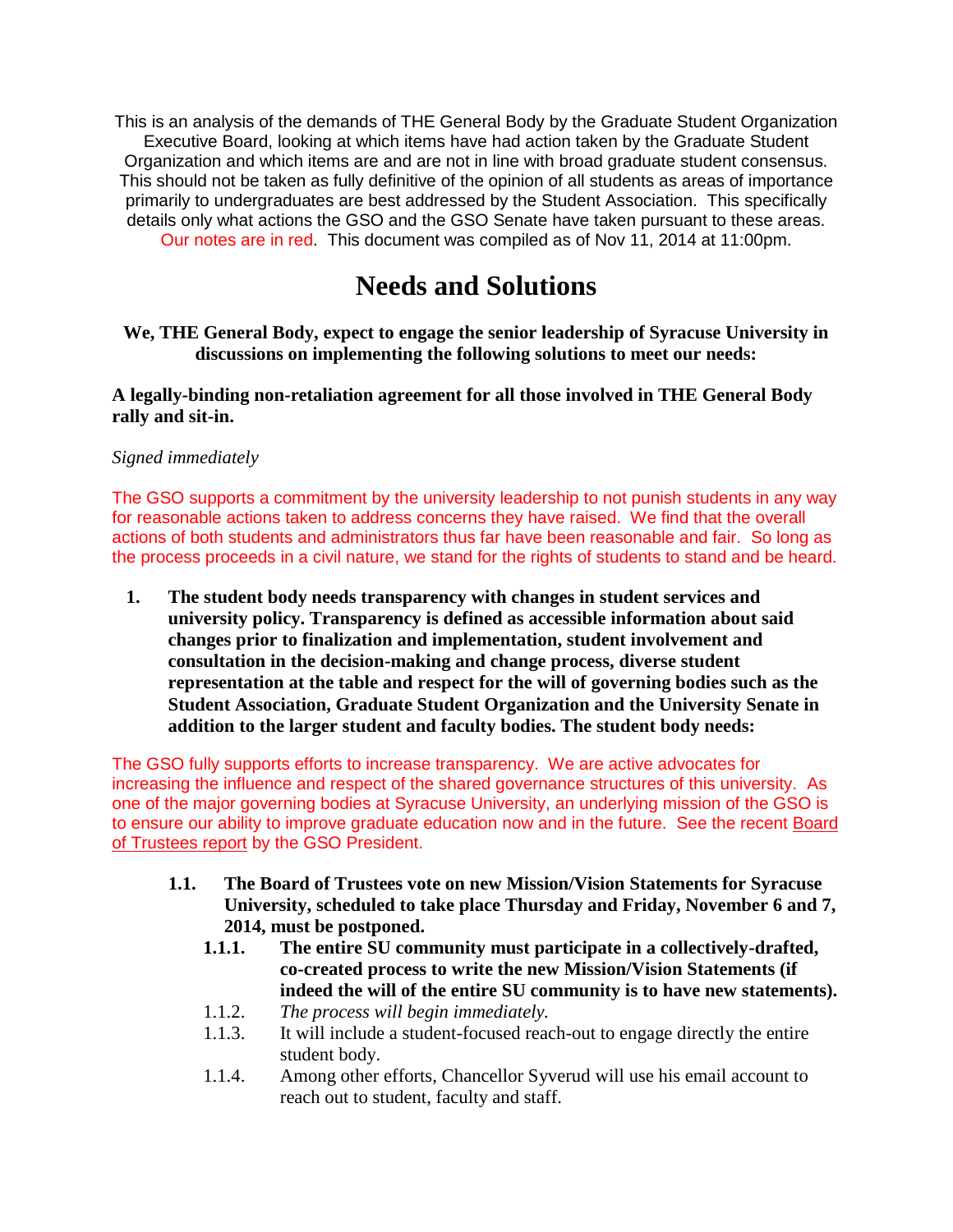This is an analysis of the demands of THE General Body by the Graduate Student Organization Executive Board, looking at which items have had action taken by the Graduate Student Organization and which items are and are not in line with broad graduate student consensus. This should not be taken as fully definitive of the opinion of all students as areas of importance primarily to undergraduates are best addressed by the Student Association. This specifically details only what actions the GSO and the GSO Senate have taken pursuant to these areas. Our notes are in red. This document was compiled as of Nov 11, 2014 at 11:00pm.

# Needs and Solutions

**We, THE General Body, expect to engage the senior leadership of Syracuse University in discussions on implementing the following solutions to meet our needs:**

**A legally-binding non-retaliation agreement for all those involved in THE General Body rally and sit-in.**

*Signed immediately*

The GSO supports a commitment by the university leadership to not punish students in any way for reasonable actions taken to address concerns they have raised. We find that the overall actions of both students and administrators thus far have been reasonable and fair. So long as the process proceeds in a civil nature, we stand for the rights of students to stand and be heard.

1. **The student body needs transparency with changes in student services and university policy. Transparency is defined as accessible information about said changes prior to finalization and implementation, student involvement and consultation in the decision-making and change process, diverse student representation at the table and respect for the will of governing bodies such as the Student Association, Graduate Student Organization and the University Senate in addition to the larger student and faculty bodies. The student body needs:**

The GSO fully supports efforts to increase transparency. We are active advocates for increasing the influence and respect of the shared governance structures of this university. As one of the major governing bodies at Syracuse University, an underlying mission of the GSO is to ensure our ability to improve graduate education now and in the future. See the recent Board of Trustees report by the GSO President.

- 1.1. **The Board of Trustees vote on new Mission/Vision Statements for Syracuse University, scheduled to take place Thursday and Friday, November 6 and 7, 2014, must be postponed.**
  - 1.1.1. **The entire SU community must participate in a collectively-drafted, co-created process to write the new Mission/Vision Statements (if indeed the will of the entire SU community is to have new statements).**
  - 1.1.2. *The process will begin immediately.*
  - 1.1.3. It will include a student-focused reach-out to engage directly the entire student body.
  - 1.1.4. Among other efforts, Chancellor Syverud will use his email account to reach out to student, faculty and staff.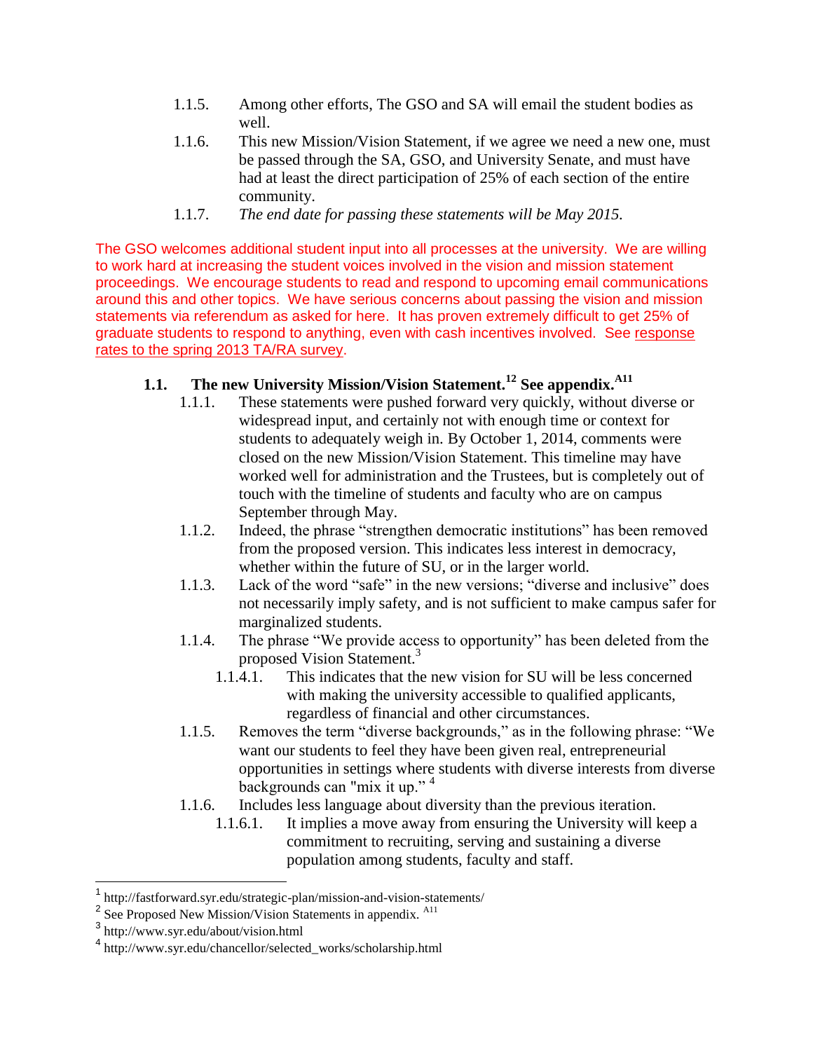1.1.5. Among other efforts, The GSO and SA will email the student bodies as well.

1.1.6. This new Mission/Vision Statement, if we agree we need a new one, must be passed through the SA, GSO, and University Senate, and must have had at least the direct participation of 25% of each section of the entire community.

1.1.7. *The end date for passing these statements will be May 2015.*

The GSO welcomes additional student input into all processes at the university. We are willing to work hard at increasing the student voices involved in the vision and mission statement proceedings. We encourage students to read and respond to upcoming email communications around this and other topics. We have serious concerns about passing the vision and mission statements via referendum as asked for here. It has proven extremely difficult to get 25% of graduate students to respond to anything, even with cash incentives involved. See response rates to the spring 2013 TA/RA survey.

## 1.1. The new University Mission/Vision Statement.[1,2] See appendix.[A11]

1.1.1. These statements were pushed forward very quickly, without diverse or widespread input, and certainly not with enough time or context for students to adequately weigh in. By October 1, 2014, comments were closed on the new Mission/Vision Statement. This timeline may have worked well for administration and the Trustees, but is completely out of touch with the timeline of students and faculty who are on campus September through May.

1.1.2. Indeed, the phrase "strengthen democratic institutions" has been removed from the proposed version. This indicates less interest in democracy, whether within the future of SU, or in the larger world.

1.1.3. Lack of the word "safe" in the new versions; "diverse and inclusive" does not necessarily imply safety, and is not sufficient to make campus safer for marginalized students.

1.1.4. The phrase "We provide access to opportunity" has been deleted from the proposed Vision Statement.[3]

1.1.4.1. This indicates that the new vision for SU will be less concerned with making the university accessible to qualified applicants, regardless of financial and other circumstances.

1.1.5. Removes the term "diverse backgrounds," as in the following phrase: "We want our students to feel they have been given real, entrepreneurial opportunities in settings where students with diverse interests from diverse backgrounds can "mix it up."[4]

1.1.6. Includes less language about diversity than the previous iteration.

1.1.6.1. It implies a move away from ensuring the University will keep a commitment to recruiting, serving and sustaining a diverse population among students, faculty and staff.

---

[1] http://fastforward.syr.edu/strategic-plan/mission-and-vision-statements/

[2] See Proposed New Mission/Vision Statements in appendix. [A11]

[3] http://www.syr.edu/about/vision.html

[4] http://www.syr.edu/chancellor/selected_works/scholarship.html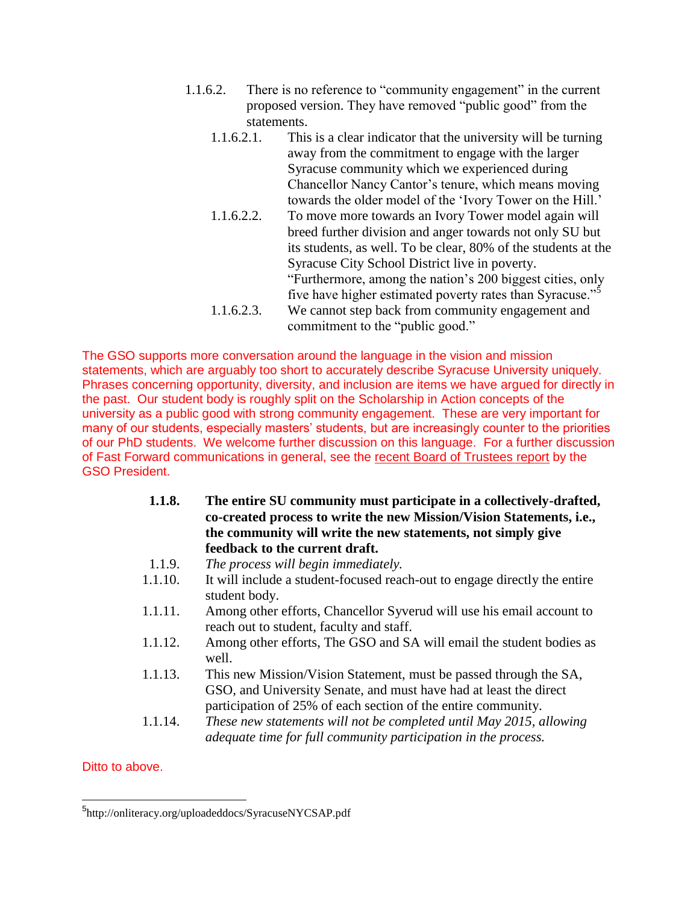1.1.6.2. There is no reference to “community engagement” in the current proposed version. They have removed “public good” from the statements.

1.1.6.2.1. This is a clear indicator that the university will be turning away from the commitment to engage with the larger Syracuse community which we experienced during Chancellor Nancy Cantor’s tenure, which means moving towards the older model of the ‘Ivory Tower on the Hill.’

1.1.6.2.2. To move more towards an Ivory Tower model again will breed further division and anger towards not only SU but its students, as well. To be clear, 80% of the students at the Syracuse City School District live in poverty. “Furthermore, among the nation’s 200 biggest cities, only five have higher estimated poverty rates than Syracuse.”[5]

1.1.6.2.3. We cannot step back from community engagement and commitment to the “public good.”

The GSO supports more conversation around the language in the vision and mission statements, which are arguably too short to accurately describe Syracuse University uniquely. Phrases concerning opportunity, diversity, and inclusion are items we have argued for directly in the past. Our student body is roughly split on the Scholarship in Action concepts of the university as a public good with strong community engagement. These are very important for many of our students, especially masters’ students, but are increasingly counter to the priorities of our PhD students. We welcome further discussion on this language. For a further discussion of Fast Forward communications in general, see the recent Board of Trustees report by the GSO President.

**1.1.8. The entire SU community must participate in a collectively-drafted, co-created process to write the new Mission/Vision Statements, i.e., the community will write the new statements, not simply give feedback to the current draft.**

1.1.9. *The process will begin immediately.*

1.1.10. It will include a student-focused reach-out to engage directly the entire student body.

1.1.11. Among other efforts, Chancellor Syverud will use his email account to reach out to student, faculty and staff.

1.1.12. Among other efforts, The GSO and SA will email the student bodies as well.

1.1.13. This new Mission/Vision Statement, must be passed through the SA, GSO, and University Senate, and must have had at least the direct participation of 25% of each section of the entire community.

1.1.14. *These new statements will not be completed until May 2015, allowing adequate time for full community participation in the process.*

Ditto to above.

---

[5] http://onliteracy.org/uploadeddocs/SyracuseNYCSAP.pdf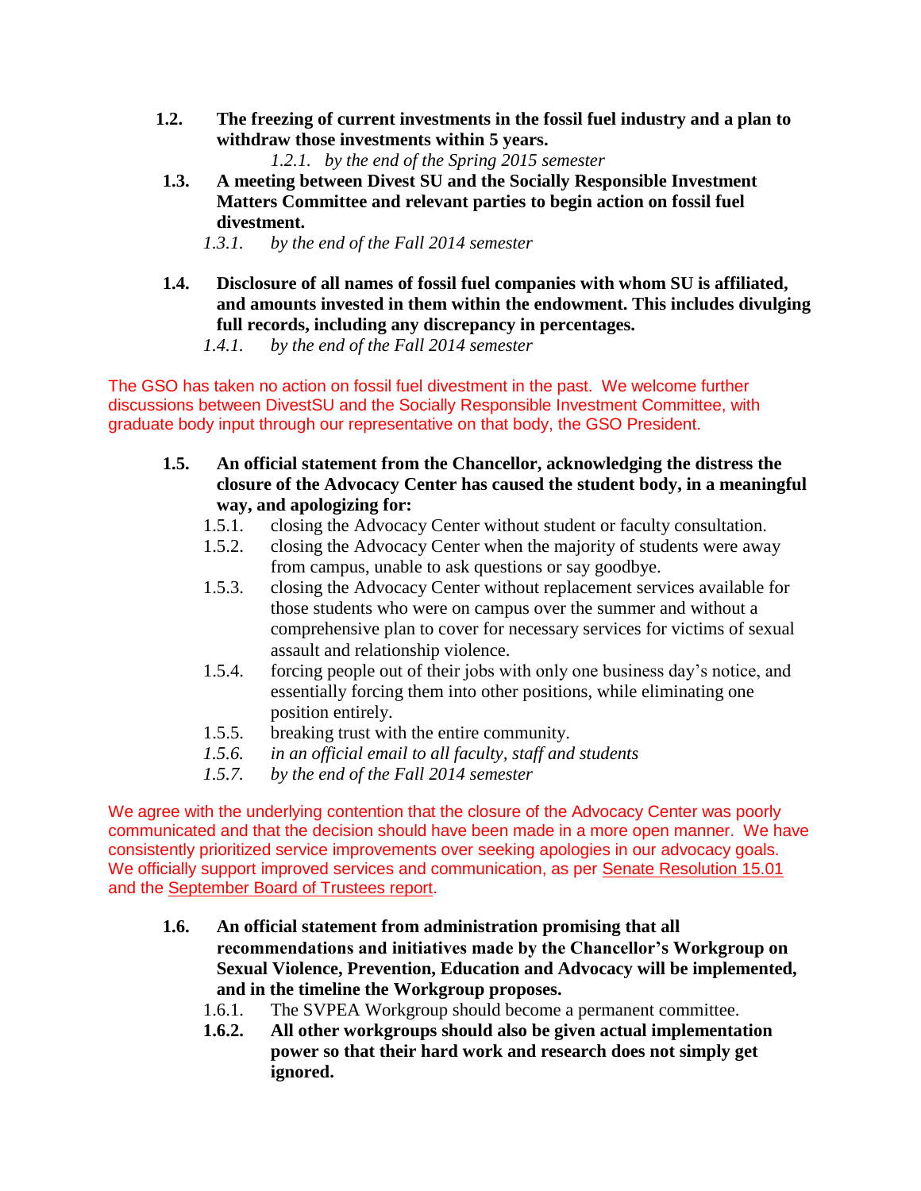**1.2. The freezing of current investments in the fossil fuel industry and a plan to withdraw those investments within 5 years.**

*1.2.1. by the end of the Spring 2015 semester*

**1.3. A meeting between Divest SU and the Socially Responsible Investment Matters Committee and relevant parties to begin action on fossil fuel divestment.**

*1.3.1. by the end of the Fall 2014 semester*

**1.4. Disclosure of all names of fossil fuel companies with whom SU is affiliated, and amounts invested in them within the endowment. This includes divulging full records, including any discrepancy in percentages.**

*1.4.1. by the end of the Fall 2014 semester*

The GSO has taken no action on fossil fuel divestment in the past. We welcome further discussions between DivestSU and the Socially Responsible Investment Committee, with graduate body input through our representative on that body, the GSO President.

**1.5. An official statement from the Chancellor, acknowledging the distress the closure of the Advocacy Center has caused the student body, in a meaningful way, and apologizing for:**

1.5.1. closing the Advocacy Center without student or faculty consultation.

1.5.2. closing the Advocacy Center when the majority of students were away from campus, unable to ask questions or say goodbye.

1.5.3. closing the Advocacy Center without replacement services available for those students who were on campus over the summer and without a comprehensive plan to cover for necessary services for victims of sexual assault and relationship violence.

1.5.4. forcing people out of their jobs with only one business day's notice, and essentially forcing them into other positions, while eliminating one position entirely.

1.5.5. breaking trust with the entire community.

*1.5.6. in an official email to all faculty, staff and students*

*1.5.7. by the end of the Fall 2014 semester*

We agree with the underlying contention that the closure of the Advocacy Center was poorly communicated and that the decision should have been made in a more open manner. We have consistently prioritized service improvements over seeking apologies in our advocacy goals. We officially support improved services and communication, as per Senate Resolution 15.01 and the September Board of Trustees report.

**1.6. An official statement from administration promising that all recommendations and initiatives made by the Chancellor's Workgroup on Sexual Violence, Prevention, Education and Advocacy will be implemented, and in the timeline the Workgroup proposes.**

1.6.1. The SVPEA Workgroup should become a permanent committee.

**1.6.2. All other workgroups should also be given actual implementation power so that their hard work and research does not simply get ignored.**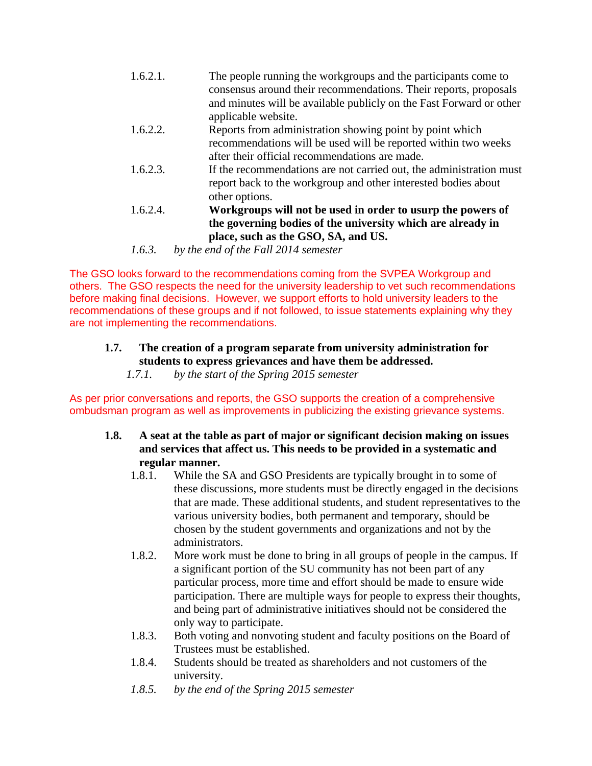1.6.2.1. The people running the workgroups and the participants come to consensus around their recommendations. Their reports, proposals and minutes will be available publicly on the Fast Forward or other applicable website.

1.6.2.2. Reports from administration showing point by point which recommendations will be used will be reported within two weeks after their official recommendations are made.

1.6.2.3. If the recommendations are not carried out, the administration must report back to the workgroup and other interested bodies about other options.

1.6.2.4. **Workgroups will not be used in order to usurp the powers of the governing bodies of the university which are already in place, such as the GSO, SA, and US.**

*1.6.3. by the end of the Fall 2014 semester*

The GSO looks forward to the recommendations coming from the SVPEA Workgroup and others. The GSO respects the need for the university leadership to vet such recommendations before making final decisions. However, we support efforts to hold university leaders to the recommendations of these groups and if not followed, to issue statements explaining why they are not implementing the recommendations.

**1.7. The creation of a program separate from university administration for students to express grievances and have them be addressed.**

*1.7.1. by the start of the Spring 2015 semester*

As per prior conversations and reports, the GSO supports the creation of a comprehensive ombudsman program as well as improvements in publicizing the existing grievance systems.

**1.8. A seat at the table as part of major or significant decision making on issues and services that affect us. This needs to be provided in a systematic and regular manner.**

1.8.1. While the SA and GSO Presidents are typically brought in to some of these discussions, more students must be directly engaged in the decisions that are made. These additional students, and student representatives to the various university bodies, both permanent and temporary, should be chosen by the student governments and organizations and not by the administrators.

1.8.2. More work must be done to bring in all groups of people in the campus. If a significant portion of the SU community has not been part of any particular process, more time and effort should be made to ensure wide participation. There are multiple ways for people to express their thoughts, and being part of administrative initiatives should not be considered the only way to participate.

1.8.3. Both voting and nonvoting student and faculty positions on the Board of Trustees must be established.

1.8.4. Students should be treated as shareholders and not customers of the university.

*1.8.5. by the end of the Spring 2015 semester*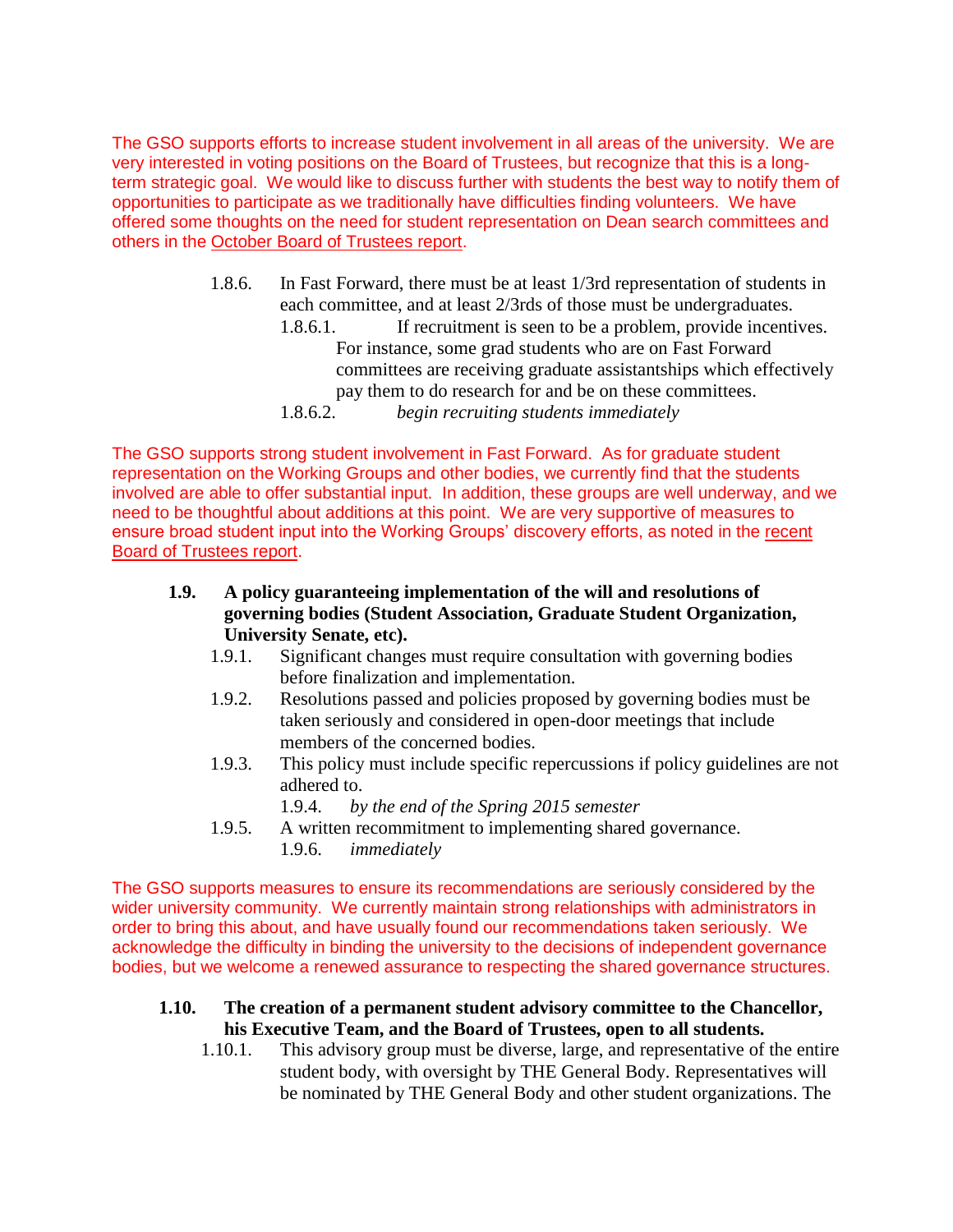The GSO supports efforts to increase student involvement in all areas of the university. We are very interested in voting positions on the Board of Trustees, but recognize that this is a long-term strategic goal. We would like to discuss further with students the best way to notify them of opportunities to participate as we traditionally have difficulties finding volunteers. We have offered some thoughts on the need for student representation on Dean search committees and others in the October Board of Trustees report.

- 1.8.6. In Fast Forward, there must be at least 1/3rd representation of students in each committee, and at least 2/3rds of those must be undergraduates.
  - 1.8.6.1. If recruitment is seen to be a problem, provide incentives. For instance, some grad students who are on Fast Forward committees are receiving graduate assistantships which effectively pay them to do research for and be on these committees.
  - 1.8.6.2. *begin recruiting students immediately*

The GSO supports strong student involvement in Fast Forward. As for graduate student representation on the Working Groups and other bodies, we currently find that the students involved are able to offer substantial input. In addition, these groups are well underway, and we need to be thoughtful about additions at this point. We are very supportive of measures to ensure broad student input into the Working Groups' discovery efforts, as noted in the recent Board of Trustees report.

**1.9. A policy guaranteeing implementation of the will and resolutions of governing bodies (Student Association, Graduate Student Organization, University Senate, etc).**

- 1.9.1. Significant changes must require consultation with governing bodies before finalization and implementation.
- 1.9.2. Resolutions passed and policies proposed by governing bodies must be taken seriously and considered in open-door meetings that include members of the concerned bodies.
- 1.9.3. This policy must include specific repercussions if policy guidelines are not adhered to.
  - 1.9.4. *by the end of the Spring 2015 semester*
- 1.9.5. A written recommitment to implementing shared governance.
  - 1.9.6. *immediately*

The GSO supports measures to ensure its recommendations are seriously considered by the wider university community. We currently maintain strong relationships with administrators in order to bring this about, and have usually found our recommendations taken seriously. We acknowledge the difficulty in binding the university to the decisions of independent governance bodies, but we welcome a renewed assurance to respecting the shared governance structures.

**1.10. The creation of a permanent student advisory committee to the Chancellor, his Executive Team, and the Board of Trustees, open to all students.**

- 1.10.1. This advisory group must be diverse, large, and representative of the entire student body, with oversight by THE General Body. Representatives will be nominated by THE General Body and other student organizations. The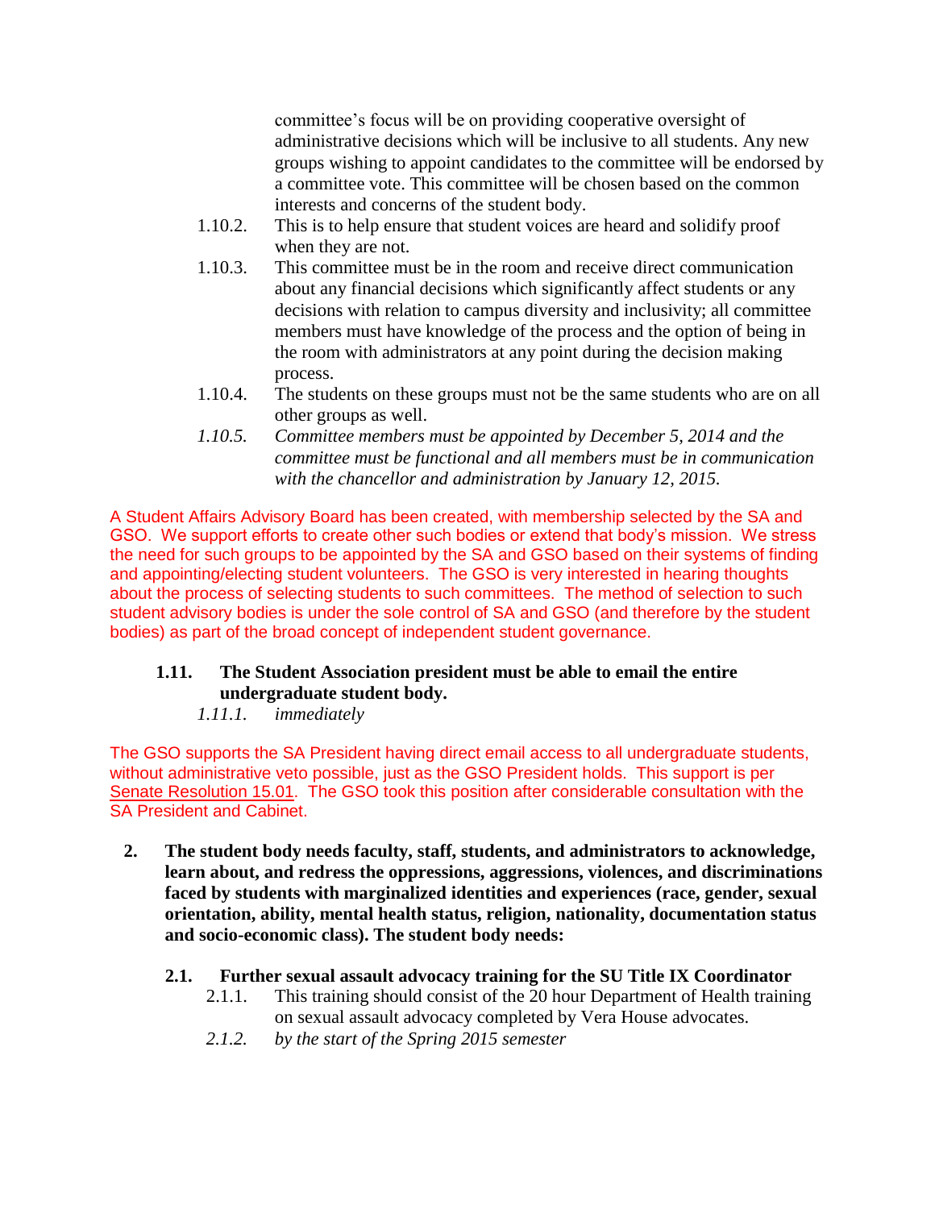committee's focus will be on providing cooperative oversight of administrative decisions which will be inclusive to all students. Any new groups wishing to appoint candidates to the committee will be endorsed by a committee vote. This committee will be chosen based on the common interests and concerns of the student body.

- 1.10.2. This is to help ensure that student voices are heard and solidify proof when they are not.
- 1.10.3. This committee must be in the room and receive direct communication about any financial decisions which significantly affect students or any decisions with relation to campus diversity and inclusivity; all committee members must have knowledge of the process and the option of being in the room with administrators at any point during the decision making process.
- 1.10.4. The students on these groups must not be the same students who are on all other groups as well.
- *1.10.5. Committee members must be appointed by December 5, 2014 and the committee must be functional and all members must be in communication with the chancellor and administration by January 12, 2015.*

A Student Affairs Advisory Board has been created, with membership selected by the SA and GSO. We support efforts to create other such bodies or extend that body's mission. We stress the need for such groups to be appointed by the SA and GSO based on their systems of finding and appointing/electing student volunteers. The GSO is very interested in hearing thoughts about the process of selecting students to such committees. The method of selection to such student advisory bodies is under the sole control of SA and GSO (and therefore by the student bodies) as part of the broad concept of independent student governance.

**1.11. The Student Association president must be able to email the entire undergraduate student body.**

- *1.11.1. immediately*

The GSO supports the SA President having direct email access to all undergraduate students, without administrative veto possible, just as the GSO President holds. This support is per Senate Resolution 15.01. The GSO took this position after considerable consultation with the SA President and Cabinet.

**2. The student body needs faculty, staff, students, and administrators to acknowledge, learn about, and redress the oppressions, aggressions, violences, and discriminations faced by students with marginalized identities and experiences (race, gender, sexual orientation, ability, mental health status, religion, nationality, documentation status and socio-economic class). The student body needs:**

**2.1. Further sexual assault advocacy training for the SU Title IX Coordinator**

- 2.1.1. This training should consist of the 20 hour Department of Health training on sexual assault advocacy completed by Vera House advocates.
- *2.1.2. by the start of the Spring 2015 semester*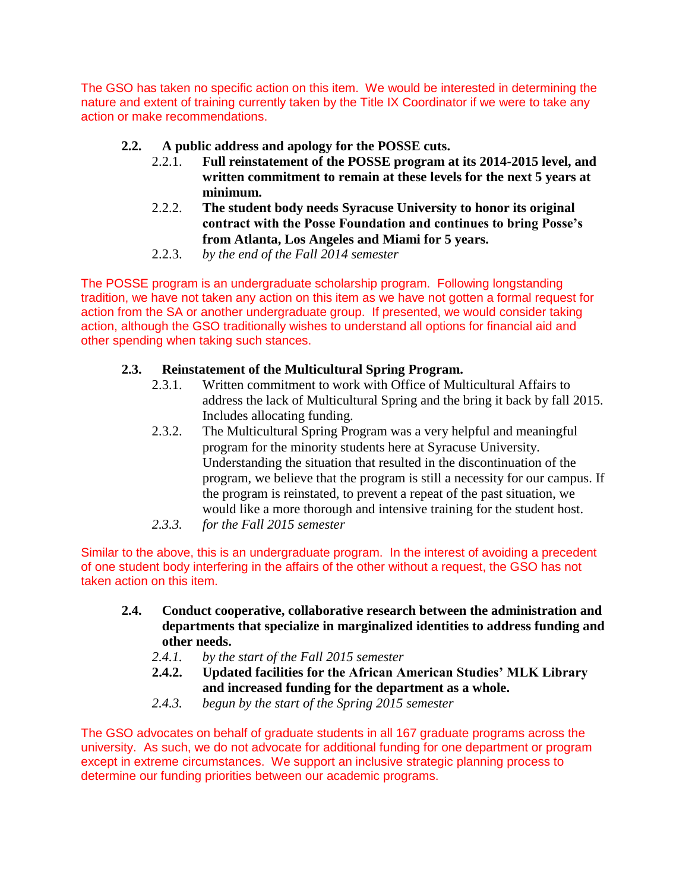The GSO has taken no specific action on this item. We would be interested in determining the nature and extent of training currently taken by the Title IX Coordinator if we were to take any action or make recommendations.

- **2.2. A public address and apology for the POSSE cuts.**
  - 2.2.1. **Full reinstatement of the POSSE program at its 2014-2015 level, and written commitment to remain at these levels for the next 5 years at minimum.**
  - 2.2.2. **The student body needs Syracuse University to honor its original contract with the Posse Foundation and continues to bring Posse's from Atlanta, Los Angeles and Miami for 5 years.**
  - 2.2.3. *by the end of the Fall 2014 semester*

The POSSE program is an undergraduate scholarship program. Following longstanding tradition, we have not taken any action on this item as we have not gotten a formal request for action from the SA or another undergraduate group. If presented, we would consider taking action, although the GSO traditionally wishes to understand all options for financial aid and other spending when taking such stances.

- **2.3. Reinstatement of the Multicultural Spring Program.**
  - 2.3.1. Written commitment to work with Office of Multicultural Affairs to address the lack of Multicultural Spring and the bring it back by fall 2015. Includes allocating funding.
  - 2.3.2. The Multicultural Spring Program was a very helpful and meaningful program for the minority students here at Syracuse University. Understanding the situation that resulted in the discontinuation of the program, we believe that the program is still a necessity for our campus. If the program is reinstated, to prevent a repeat of the past situation, we would like a more thorough and intensive training for the student host.
  - *2.3.3. for the Fall 2015 semester*

Similar to the above, this is an undergraduate program. In the interest of avoiding a precedent of one student body interfering in the affairs of the other without a request, the GSO has not taken action on this item.

- **2.4. Conduct cooperative, collaborative research between the administration and departments that specialize in marginalized identities to address funding and other needs.**
  - *2.4.1. by the start of the Fall 2015 semester*
  - **2.4.2. Updated facilities for the African American Studies' MLK Library and increased funding for the department as a whole.**
  - *2.4.3. begun by the start of the Spring 2015 semester*

The GSO advocates on behalf of graduate students in all 167 graduate programs across the university. As such, we do not advocate for additional funding for one department or program except in extreme circumstances. We support an inclusive strategic planning process to determine our funding priorities between our academic programs.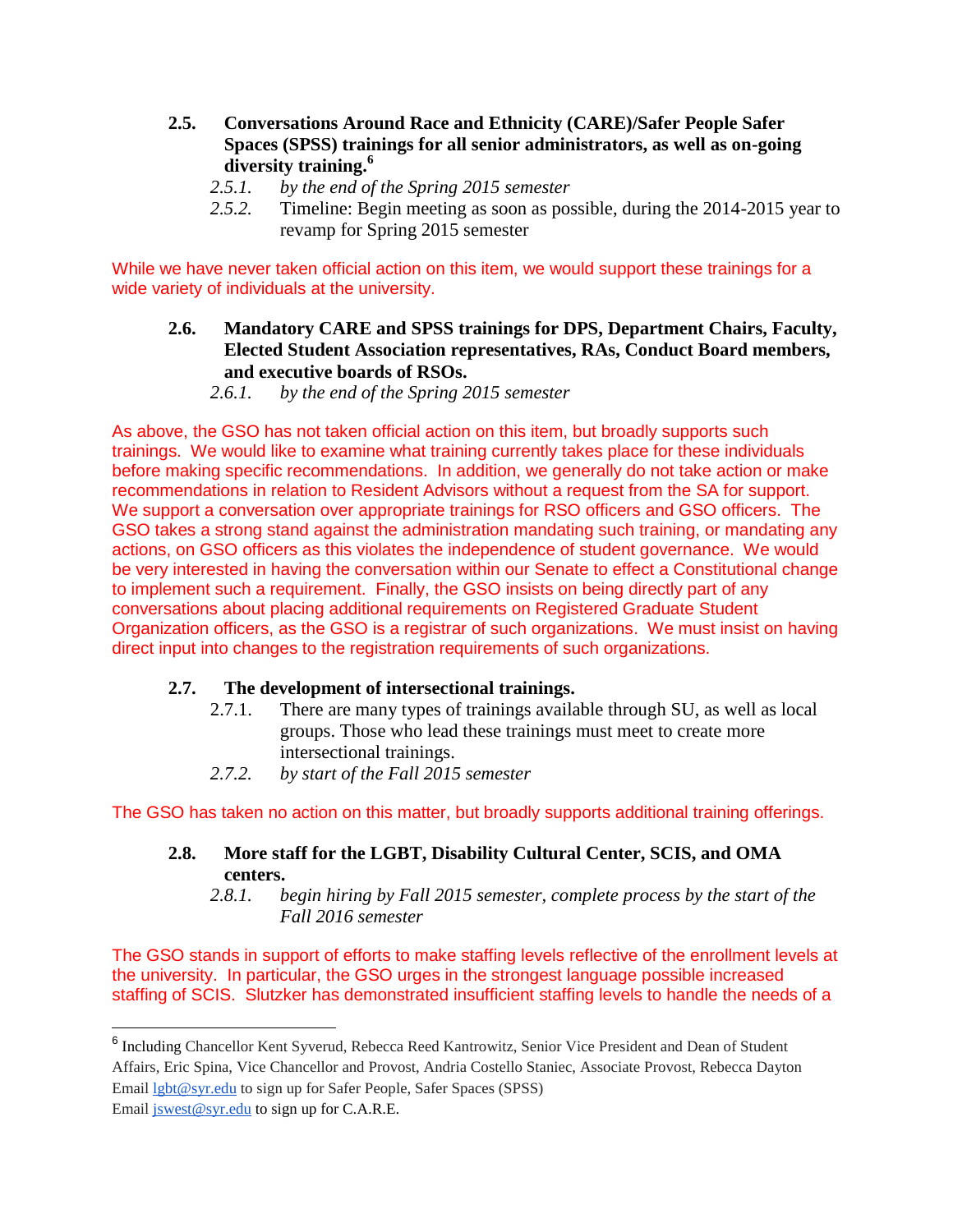**2.5. Conversations Around Race and Ethnicity (CARE)/Safer People Safer Spaces (SPSS) trainings for all senior administrators, as well as on-going diversity training.**[6]

*2.5.1. by the end of the Spring 2015 semester*

*2.5.2.* Timeline: Begin meeting as soon as possible, during the 2014-2015 year to revamp for Spring 2015 semester

While we have never taken official action on this item, we would support these trainings for a wide variety of individuals at the university.

**2.6. Mandatory CARE and SPSS trainings for DPS, Department Chairs, Faculty, Elected Student Association representatives, RAs, Conduct Board members, and executive boards of RSOs.**

*2.6.1. by the end of the Spring 2015 semester*

As above, the GSO has not taken official action on this item, but broadly supports such trainings. We would like to examine what training currently takes place for these individuals before making specific recommendations. In addition, we generally do not take action or make recommendations in relation to Resident Advisors without a request from the SA for support. We support a conversation over appropriate trainings for RSO officers and GSO officers. The GSO takes a strong stand against the administration mandating such training, or mandating any actions, on GSO officers as this violates the independence of student governance. We would be very interested in having the conversation within our Senate to effect a Constitutional change to implement such a requirement. Finally, the GSO insists on being directly part of any conversations about placing additional requirements on Registered Graduate Student Organization officers, as the GSO is a registrar of such organizations. We must insist on having direct input into changes to the registration requirements of such organizations.

**2.7. The development of intersectional trainings.**

2.7.1. There are many types of trainings available through SU, as well as local groups. Those who lead these trainings must meet to create more intersectional trainings.

*2.7.2. by start of the Fall 2015 semester*

The GSO has taken no action on this matter, but broadly supports additional training offerings.

**2.8. More staff for the LGBT, Disability Cultural Center, SCIS, and OMA centers.**

*2.8.1. begin hiring by Fall 2015 semester, complete process by the start of the Fall 2016 semester*

The GSO stands in support of efforts to make staffing levels reflective of the enrollment levels at the university. In particular, the GSO urges in the strongest language possible increased staffing of SCIS. Slutzker has demonstrated insufficient staffing levels to handle the needs of a

---

[6] Including Chancellor Kent Syverud, Rebecca Reed Kantrowitz, Senior Vice President and Dean of Student Affairs, Eric Spina, Vice Chancellor and Provost, Andria Costello Staniec, Associate Provost, Rebecca Dayton

Email lgbt@syr.edu to sign up for Safer People, Safer Spaces (SPSS)

Email jswest@syr.edu to sign up for C.A.R.E.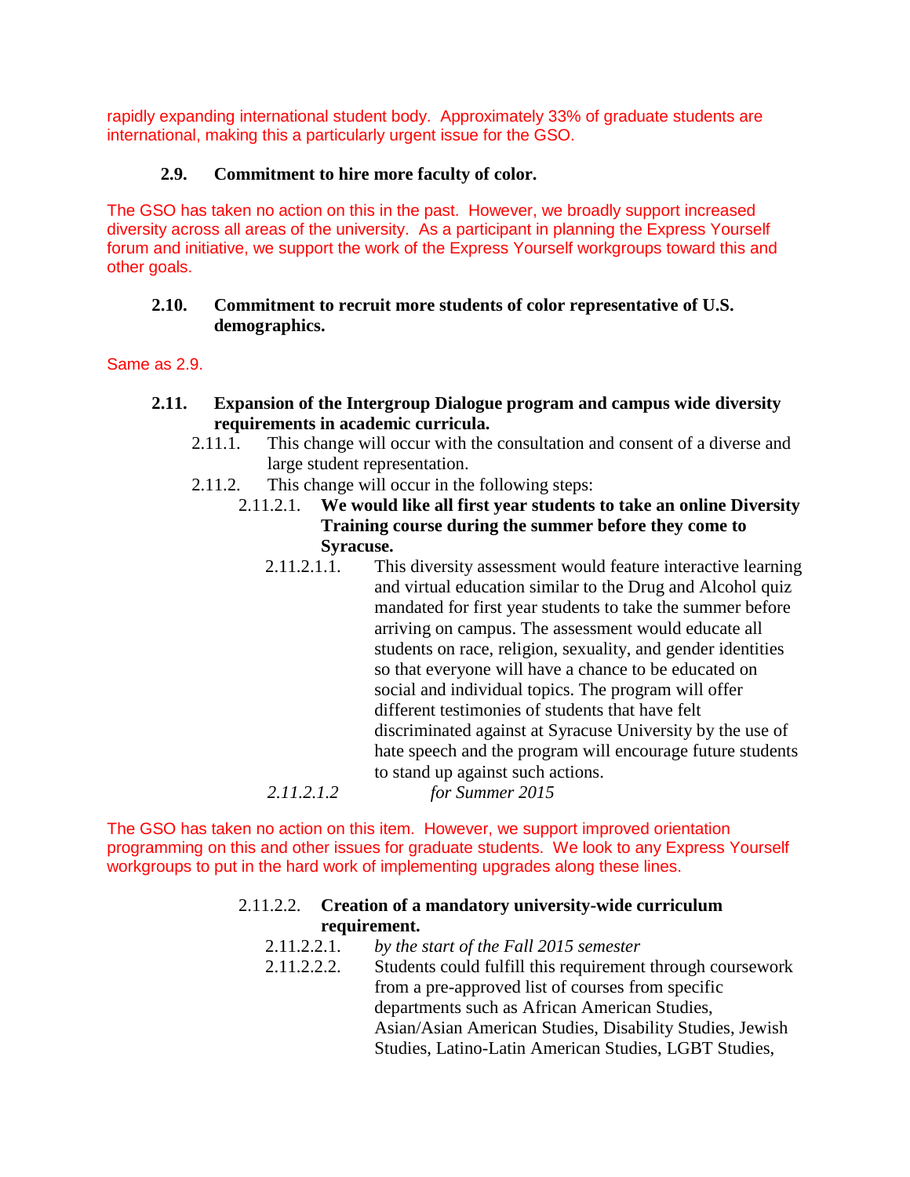rapidly expanding international student body. Approximately 33% of graduate students are international, making this a particularly urgent issue for the GSO.

**2.9. Commitment to hire more faculty of color.**

The GSO has taken no action on this in the past. However, we broadly support increased diversity across all areas of the university. As a participant in planning the Express Yourself forum and initiative, we support the work of the Express Yourself workgroups toward this and other goals.

**2.10. Commitment to recruit more students of color representative of U.S. demographics.**

Same as 2.9.

**2.11. Expansion of the Intergroup Dialogue program and campus wide diversity requirements in academic curricula.**

- 2.11.1. This change will occur with the consultation and consent of a diverse and large student representation.
- 2.11.2. This change will occur in the following steps:
  - 2.11.2.1. **We would like all first year students to take an online Diversity Training course during the summer before they come to Syracuse.**
    - 2.11.2.1.1. This diversity assessment would feature interactive learning and virtual education similar to the Drug and Alcohol quiz mandated for first year students to take the summer before arriving on campus. The assessment would educate all students on race, religion, sexuality, and gender identities so that everyone will have a chance to be educated on social and individual topics. The program will offer different testimonies of students that have felt discriminated against at Syracuse University by the use of hate speech and the program will encourage future students to stand up against such actions.
    - *2.11.2.1.2 for Summer 2015*

The GSO has taken no action on this item. However, we support improved orientation programming on this and other issues for graduate students. We look to any Express Yourself workgroups to put in the hard work of implementing upgrades along these lines.

  - 2.11.2.2. **Creation of a mandatory university-wide curriculum requirement.**
    - 2.11.2.2.1. *by the start of the Fall 2015 semester*
    - 2.11.2.2.2. Students could fulfill this requirement through coursework from a pre-approved list of courses from specific departments such as African American Studies, Asian/Asian American Studies, Disability Studies, Jewish Studies, Latino-Latin American Studies, LGBT Studies,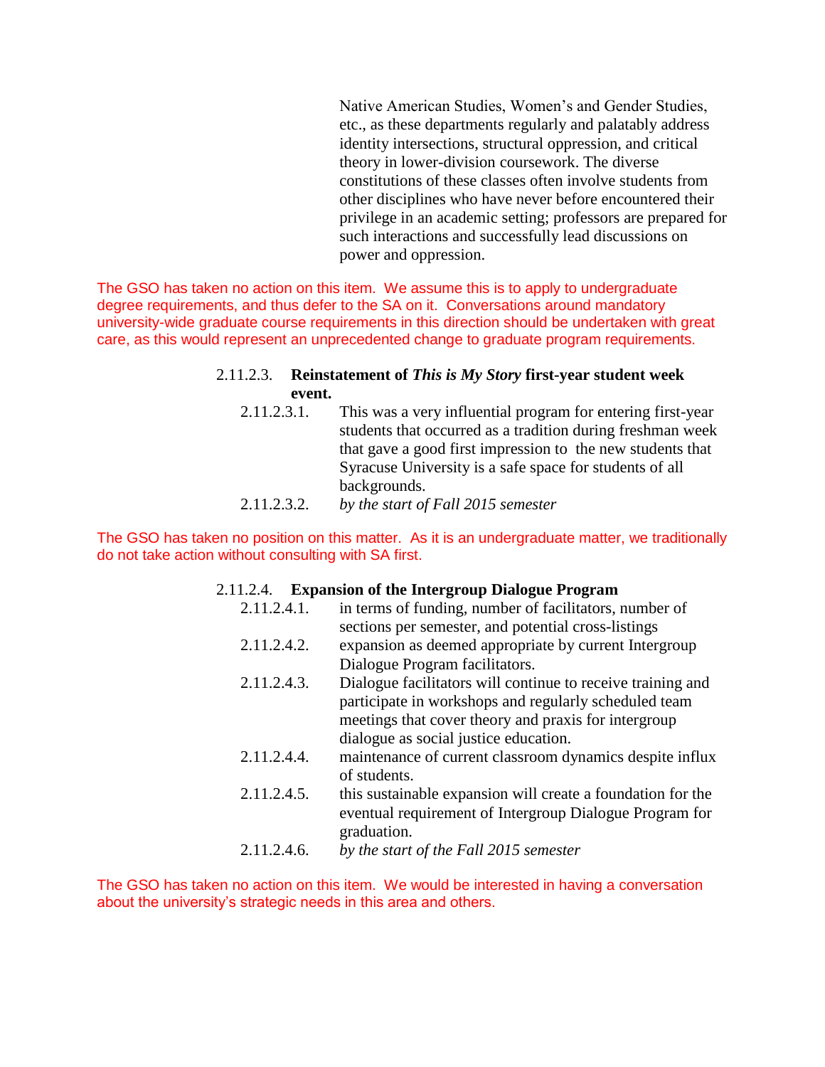Native American Studies, Women's and Gender Studies, etc., as these departments regularly and palatably address identity intersections, structural oppression, and critical theory in lower-division coursework. The diverse constitutions of these classes often involve students from other disciplines who have never before encountered their privilege in an academic setting; professors are prepared for such interactions and successfully lead discussions on power and oppression.

The GSO has taken no action on this item. We assume this is to apply to undergraduate degree requirements, and thus defer to the SA on it. Conversations around mandatory university-wide graduate course requirements in this direction should be undertaken with great care, as this would represent an unprecedented change to graduate program requirements.

2.11.2.3. **Reinstatement of *This is My Story* first-year student week event.**

2.11.2.3.1. This was a very influential program for entering first-year students that occurred as a tradition during freshman week that gave a good first impression to the new students that Syracuse University is a safe space for students of all backgrounds.

2.11.2.3.2. *by the start of Fall 2015 semester*

The GSO has taken no position on this matter. As it is an undergraduate matter, we traditionally do not take action without consulting with SA first.

2.11.2.4. **Expansion of the Intergroup Dialogue Program**

2.11.2.4.1. in terms of funding, number of facilitators, number of sections per semester, and potential cross-listings

2.11.2.4.2. expansion as deemed appropriate by current Intergroup Dialogue Program facilitators.

2.11.2.4.3. Dialogue facilitators will continue to receive training and participate in workshops and regularly scheduled team meetings that cover theory and praxis for intergroup dialogue as social justice education.

2.11.2.4.4. maintenance of current classroom dynamics despite influx of students.

2.11.2.4.5. this sustainable expansion will create a foundation for the eventual requirement of Intergroup Dialogue Program for graduation.

2.11.2.4.6. *by the start of the Fall 2015 semester*

The GSO has taken no action on this item. We would be interested in having a conversation about the university's strategic needs in this area and others.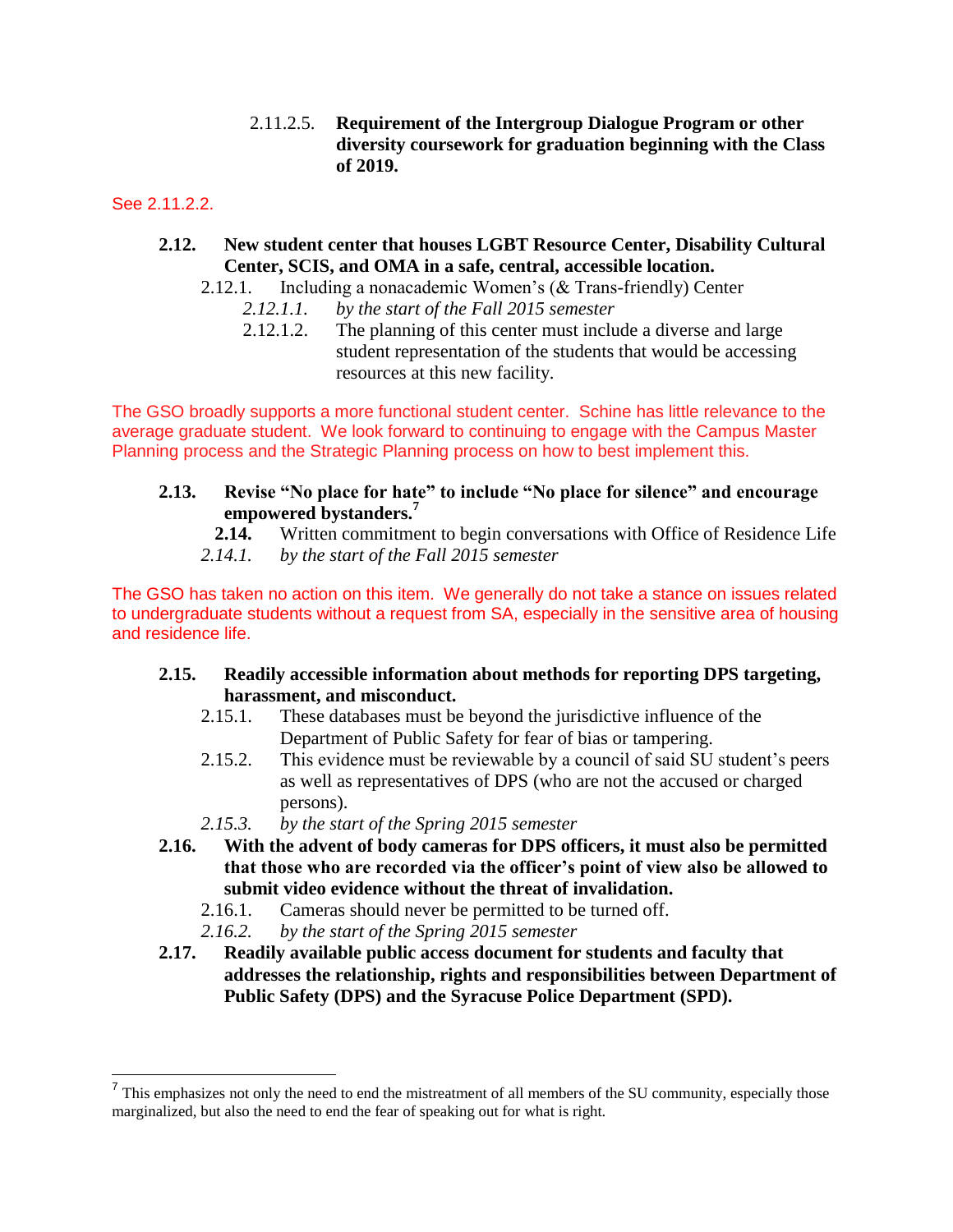2.11.2.5. **Requirement of the Intergroup Dialogue Program or other diversity coursework for graduation beginning with the Class of 2019.**

See 2.11.2.2.

**2.12. New student center that houses LGBT Resource Center, Disability Cultural Center, SCIS, and OMA in a safe, central, accessible location.**

2.12.1. Including a nonacademic Women's (& Trans-friendly) Center

*2.12.1.1. by the start of the Fall 2015 semester*

2.12.1.2. The planning of this center must include a diverse and large student representation of the students that would be accessing resources at this new facility.

The GSO broadly supports a more functional student center. Schine has little relevance to the average graduate student. We look forward to continuing to engage with the Campus Master Planning process and the Strategic Planning process on how to best implement this.

**2.13. Revise "No place for hate" to include "No place for silence" and encourage empowered bystanders.**[7]

**2.14.** Written commitment to begin conversations with Office of Residence Life

*2.14.1. by the start of the Fall 2015 semester*

The GSO has taken no action on this item. We generally do not take a stance on issues related to undergraduate students without a request from SA, especially in the sensitive area of housing and residence life.

**2.15. Readily accessible information about methods for reporting DPS targeting, harassment, and misconduct.**

2.15.1. These databases must be beyond the jurisdictive influence of the Department of Public Safety for fear of bias or tampering.

2.15.2. This evidence must be reviewable by a council of said SU student's peers as well as representatives of DPS (who are not the accused or charged persons).

*2.15.3. by the start of the Spring 2015 semester*

**2.16. With the advent of body cameras for DPS officers, it must also be permitted that those who are recorded via the officer's point of view also be allowed to submit video evidence without the threat of invalidation.**

2.16.1. Cameras should never be permitted to be turned off.

*2.16.2. by the start of the Spring 2015 semester*

**2.17. Readily available public access document for students and faculty that addresses the relationship, rights and responsibilities between Department of Public Safety (DPS) and the Syracuse Police Department (SPD).**

---

[7] This emphasizes not only the need to end the mistreatment of all members of the SU community, especially those marginalized, but also the need to end the fear of speaking out for what is right.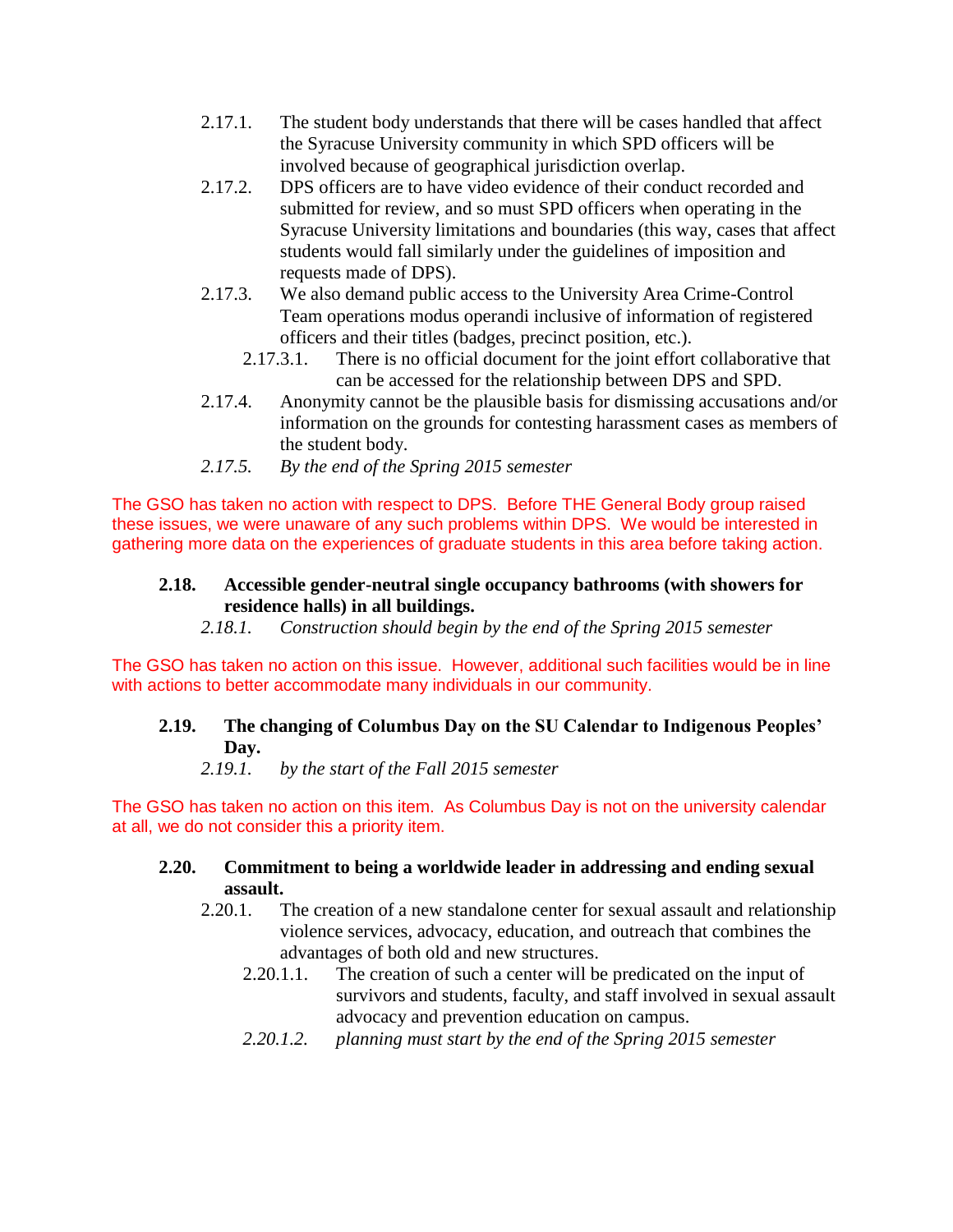- 2.17.1. The student body understands that there will be cases handled that affect the Syracuse University community in which SPD officers will be involved because of geographical jurisdiction overlap.
- 2.17.2. DPS officers are to have video evidence of their conduct recorded and submitted for review, and so must SPD officers when operating in the Syracuse University limitations and boundaries (this way, cases that affect students would fall similarly under the guidelines of imposition and requests made of DPS).
- 2.17.3. We also demand public access to the University Area Crime-Control Team operations modus operandi inclusive of information of registered officers and their titles (badges, precinct position, etc.).
  - 2.17.3.1. There is no official document for the joint effort collaborative that can be accessed for the relationship between DPS and SPD.
- 2.17.4. Anonymity cannot be the plausible basis for dismissing accusations and/or information on the grounds for contesting harassment cases as members of the student body.
- *2.17.5. By the end of the Spring 2015 semester*

The GSO has taken no action with respect to DPS. Before THE General Body group raised these issues, we were unaware of any such problems within DPS. We would be interested in gathering more data on the experiences of graduate students in this area before taking action.

**2.18. Accessible gender-neutral single occupancy bathrooms (with showers for residence halls) in all buildings.**

- *2.18.1. Construction should begin by the end of the Spring 2015 semester*

The GSO has taken no action on this issue. However, additional such facilities would be in line with actions to better accommodate many individuals in our community.

**2.19. The changing of Columbus Day on the SU Calendar to Indigenous Peoples' Day.**

- *2.19.1. by the start of the Fall 2015 semester*

The GSO has taken no action on this item. As Columbus Day is not on the university calendar at all, we do not consider this a priority item.

**2.20. Commitment to being a worldwide leader in addressing and ending sexual assault.**

- 2.20.1. The creation of a new standalone center for sexual assault and relationship violence services, advocacy, education, and outreach that combines the advantages of both old and new structures.
  - 2.20.1.1. The creation of such a center will be predicated on the input of survivors and students, faculty, and staff involved in sexual assault advocacy and prevention education on campus.
  - *2.20.1.2. planning must start by the end of the Spring 2015 semester*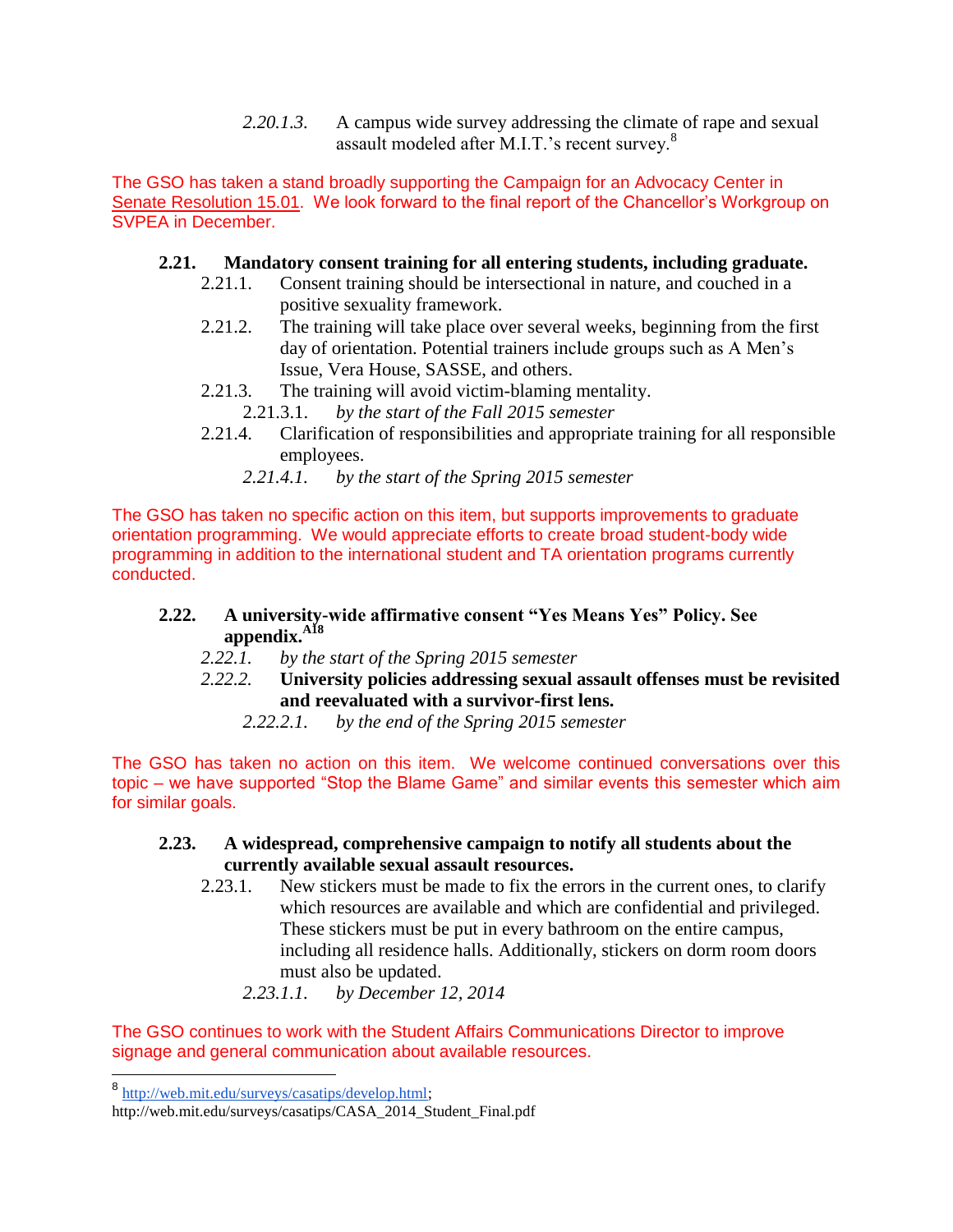*2.20.1.3.* A campus wide survey addressing the climate of rape and sexual assault modeled after M.I.T.'s recent survey.[8]

The GSO has taken a stand broadly supporting the Campaign for an Advocacy Center in Senate Resolution 15.01. We look forward to the final report of the Chancellor's Workgroup on SVPEA in December.

**2.21. Mandatory consent training for all entering students, including graduate.**

2.21.1. Consent training should be intersectional in nature, and couched in a positive sexuality framework.

2.21.2. The training will take place over several weeks, beginning from the first day of orientation. Potential trainers include groups such as A Men's Issue, Vera House, SASSE, and others.

2.21.3. The training will avoid victim-blaming mentality.

2.21.3.1. *by the start of the Fall 2015 semester*

2.21.4. Clarification of responsibilities and appropriate training for all responsible employees.

*2.21.4.1. by the start of the Spring 2015 semester*

The GSO has taken no specific action on this item, but supports improvements to graduate orientation programming. We would appreciate efforts to create broad student-body wide programming in addition to the international student and TA orientation programs currently conducted.

**2.22. A university-wide affirmative consent "Yes Means Yes" Policy. See appendix.[A18]**

*2.22.1. by the start of the Spring 2015 semester*

*2.22.2.* **University policies addressing sexual assault offenses must be revisited and reevaluated with a survivor-first lens.**

*2.22.2.1. by the end of the Spring 2015 semester*

The GSO has taken no action on this item. We welcome continued conversations over this topic – we have supported "Stop the Blame Game" and similar events this semester which aim for similar goals.

**2.23. A widespread, comprehensive campaign to notify all students about the currently available sexual assault resources.**

2.23.1. New stickers must be made to fix the errors in the current ones, to clarify which resources are available and which are confidential and privileged. These stickers must be put in every bathroom on the entire campus, including all residence halls. Additionally, stickers on dorm room doors must also be updated.

*2.23.1.1. by December 12, 2014*

The GSO continues to work with the Student Affairs Communications Director to improve signage and general communication about available resources.

---

[8] http://web.mit.edu/surveys/casatips/develop.html; http://web.mit.edu/surveys/casatips/CASA_2014_Student_Final.pdf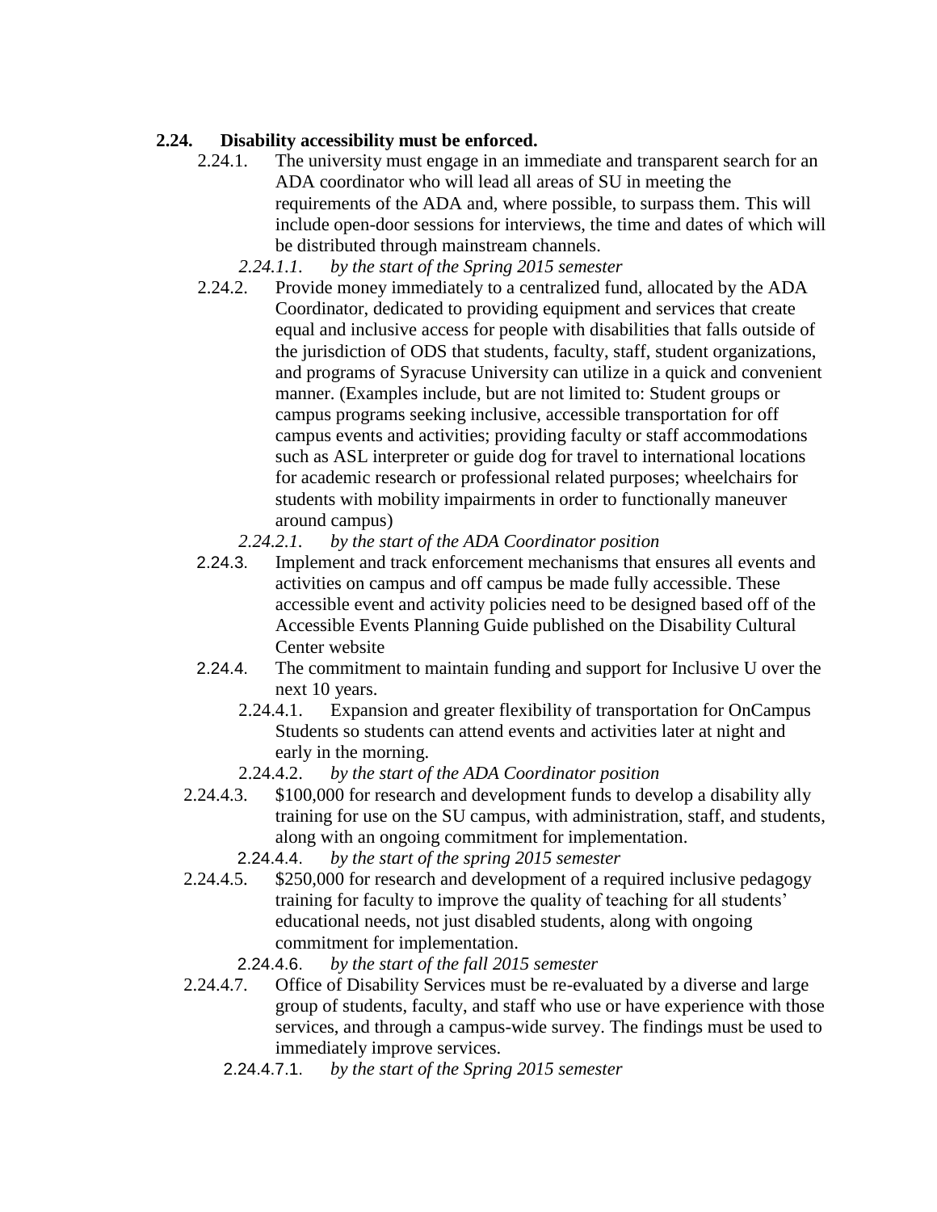**2.24. Disability accessibility must be enforced.**

- 2.24.1. The university must engage in an immediate and transparent search for an ADA coordinator who will lead all areas of SU in meeting the requirements of the ADA and, where possible, to surpass them. This will include open-door sessions for interviews, the time and dates of which will be distributed through mainstream channels.
  - *2.24.1.1. by the start of the Spring 2015 semester*
- 2.24.2. Provide money immediately to a centralized fund, allocated by the ADA Coordinator, dedicated to providing equipment and services that create equal and inclusive access for people with disabilities that falls outside of the jurisdiction of ODS that students, faculty, staff, student organizations, and programs of Syracuse University can utilize in a quick and convenient manner. (Examples include, but are not limited to: Student groups or campus programs seeking inclusive, accessible transportation for off campus events and activities; providing faculty or staff accommodations such as ASL interpreter or guide dog for travel to international locations for academic research or professional related purposes; wheelchairs for students with mobility impairments in order to functionally maneuver around campus)
  - *2.24.2.1. by the start of the ADA Coordinator position*
- 2.24.3. Implement and track enforcement mechanisms that ensures all events and activities on campus and off campus be made fully accessible. These accessible event and activity policies need to be designed based off of the Accessible Events Planning Guide published on the Disability Cultural Center website
- 2.24.4. The commitment to maintain funding and support for Inclusive U over the next 10 years.
  - 2.24.4.1. Expansion and greater flexibility of transportation for OnCampus Students so students can attend events and activities later at night and early in the morning.
  - 2.24.4.2. *by the start of the ADA Coordinator position*
- 2.24.4.3. $100,000 for research and development funds to develop a disability ally training for use on the SU campus, with administration, staff, and students, along with an ongoing commitment for implementation.
  - 2.24.4.4. *by the start of the spring 2015 semester*
- 2.24.4.5. $250,000 for research and development of a required inclusive pedagogy training for faculty to improve the quality of teaching for all students' educational needs, not just disabled students, along with ongoing commitment for implementation.
  - 2.24.4.6. *by the start of the fall 2015 semester*
- 2.24.4.7. Office of Disability Services must be re-evaluated by a diverse and large group of students, faculty, and staff who use or have experience with those services, and through a campus-wide survey. The findings must be used to immediately improve services.
  - 2.24.4.7.1. *by the start of the Spring 2015 semester*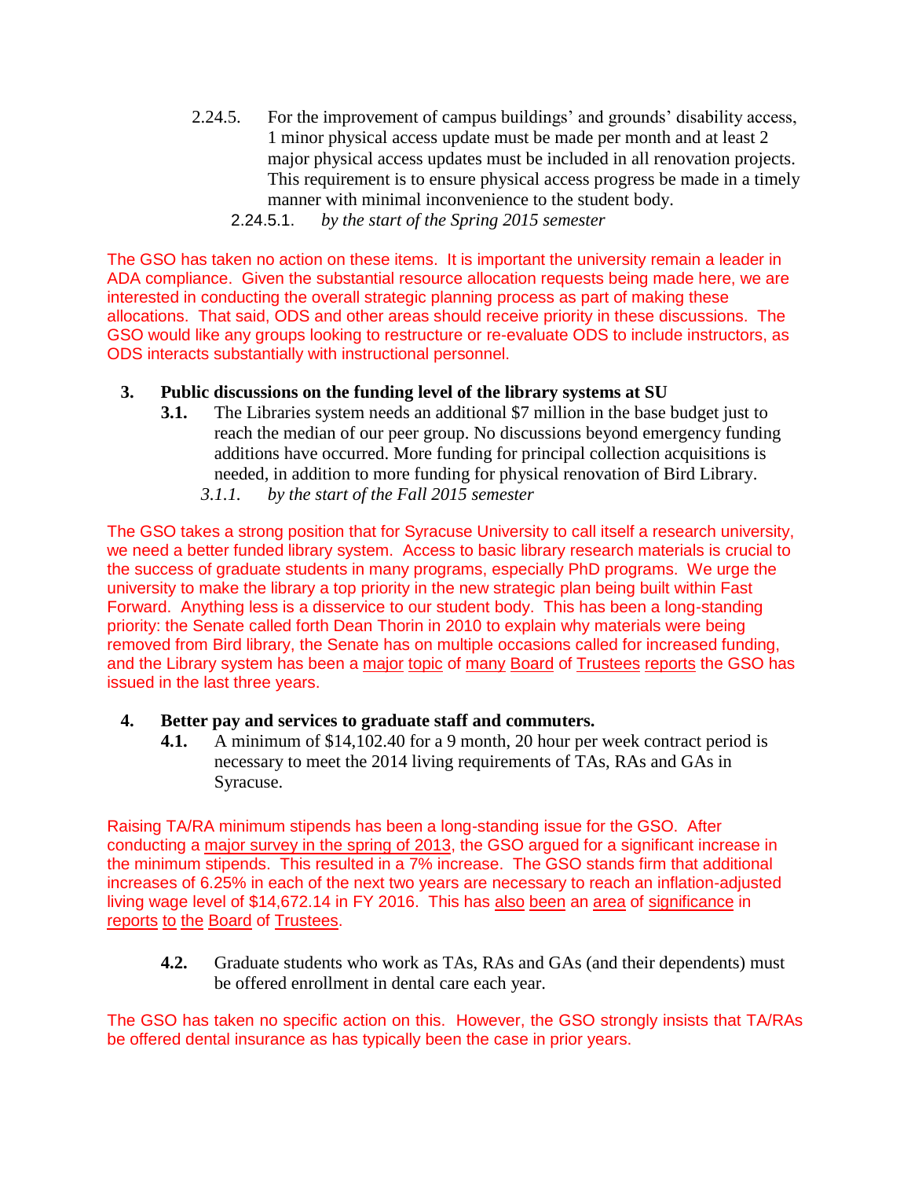2.24.5. For the improvement of campus buildings' and grounds' disability access, 1 minor physical access update must be made per month and at least 2 major physical access updates must be included in all renovation projects. This requirement is to ensure physical access progress be made in a timely manner with minimal inconvenience to the student body.

2.24.5.1. *by the start of the Spring 2015 semester*

The GSO has taken no action on these items. It is important the university remain a leader in ADA compliance. Given the substantial resource allocation requests being made here, we are interested in conducting the overall strategic planning process as part of making these allocations. That said, ODS and other areas should receive priority in these discussions. The GSO would like any groups looking to restructure or re-evaluate ODS to include instructors, as ODS interacts substantially with instructional personnel.

**3. Public discussions on the funding level of the library systems at SU**

**3.1.** The Libraries system needs an additional $7 million in the base budget just to reach the median of our peer group. No discussions beyond emergency funding additions have occurred. More funding for principal collection acquisitions is needed, in addition to more funding for physical renovation of Bird Library.

*3.1.1. by the start of the Fall 2015 semester*

The GSO takes a strong position that for Syracuse University to call itself a research university, we need a better funded library system. Access to basic library research materials is crucial to the success of graduate students in many programs, especially PhD programs. We urge the university to make the library a top priority in the new strategic plan being built within Fast Forward. Anything less is a disservice to our student body. This has been a long-standing priority: the Senate called forth Dean Thorin in 2010 to explain why materials were being removed from Bird library, the Senate has on multiple occasions called for increased funding, and the Library system has been a major topic of many Board of Trustees reports the GSO has issued in the last three years.

**4. Better pay and services to graduate staff and commuters.**

**4.1.** A minimum of $14,102.40 for a 9 month, 20 hour per week contract period is necessary to meet the 2014 living requirements of TAs, RAs and GAs in Syracuse.

Raising TA/RA minimum stipends has been a long-standing issue for the GSO. After conducting a major survey in the spring of 2013, the GSO argued for a significant increase in the minimum stipends. This resulted in a 7% increase. The GSO stands firm that additional increases of 6.25% in each of the next two years are necessary to reach an inflation-adjusted living wage level of $14,672.14 in FY 2016. This has also been an area of significance in reports to the Board of Trustees.

**4.2.** Graduate students who work as TAs, RAs and GAs (and their dependents) must be offered enrollment in dental care each year.

The GSO has taken no specific action on this. However, the GSO strongly insists that TA/RAs be offered dental insurance as has typically been the case in prior years.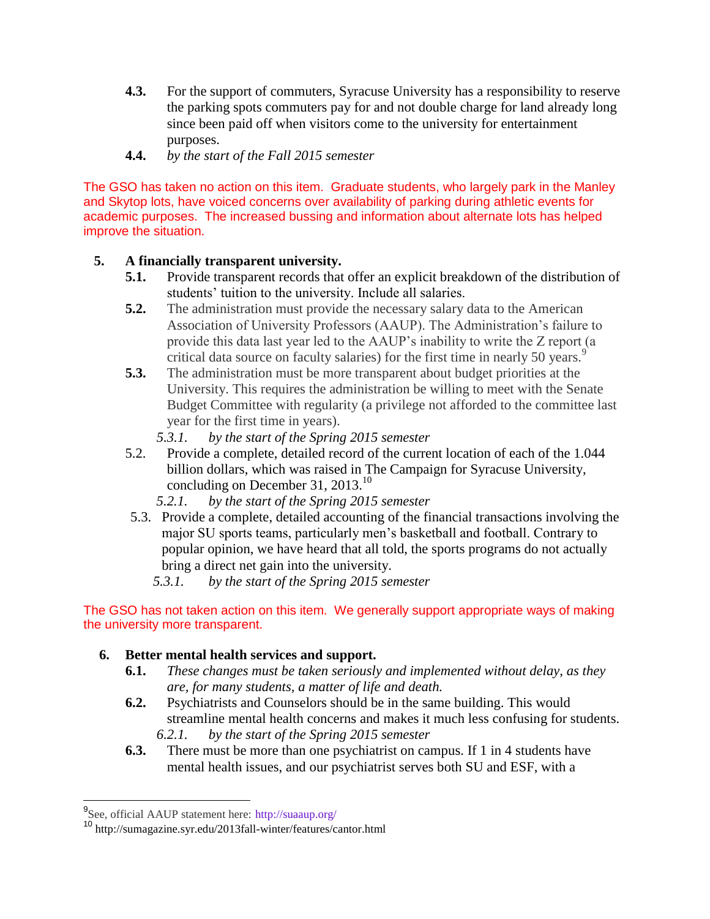**4.3.** For the support of commuters, Syracuse University has a responsibility to reserve the parking spots commuters pay for and not double charge for land already long since been paid off when visitors come to the university for entertainment purposes.

**4.4.** *by the start of the Fall 2015 semester*

The GSO has taken no action on this item. Graduate students, who largely park in the Manley and Skytop lots, have voiced concerns over availability of parking during athletic events for academic purposes. The increased bussing and information about alternate lots has helped improve the situation.

**5. A financially transparent university.**

**5.1.** Provide transparent records that offer an explicit breakdown of the distribution of students' tuition to the university. Include all salaries.

**5.2.** The administration must provide the necessary salary data to the American Association of University Professors (AAUP). The Administration's failure to provide this data last year led to the AAUP's inability to write the Z report (a critical data source on faculty salaries) for the first time in nearly 50 years.[9]

**5.3.** The administration must be more transparent about budget priorities at the University. This requires the administration be willing to meet with the Senate Budget Committee with regularity (a privilege not afforded to the committee last year for the first time in years).

*5.3.1. by the start of the Spring 2015 semester*

5.2. Provide a complete, detailed record of the current location of each of the 1.044 billion dollars, which was raised in The Campaign for Syracuse University, concluding on December 31, 2013.[10]

*5.2.1. by the start of the Spring 2015 semester*

5.3. Provide a complete, detailed accounting of the financial transactions involving the major SU sports teams, particularly men's basketball and football. Contrary to popular opinion, we have heard that all told, the sports programs do not actually bring a direct net gain into the university.

*5.3.1. by the start of the Spring 2015 semester*

The GSO has not taken action on this item. We generally support appropriate ways of making the university more transparent.

**6. Better mental health services and support.**

**6.1.** *These changes must be taken seriously and implemented without delay, as they are, for many students, a matter of life and death.*

**6.2.** Psychiatrists and Counselors should be in the same building. This would streamline mental health concerns and makes it much less confusing for students.

*6.2.1. by the start of the Spring 2015 semester*

**6.3.** There must be more than one psychiatrist on campus. If 1 in 4 students have mental health issues, and our psychiatrist serves both SU and ESF, with a

---

[9] See, official AAUP statement here: http://suaaup.org/

[10] http://sumagazine.syr.edu/2013fall-winter/features/cantor.html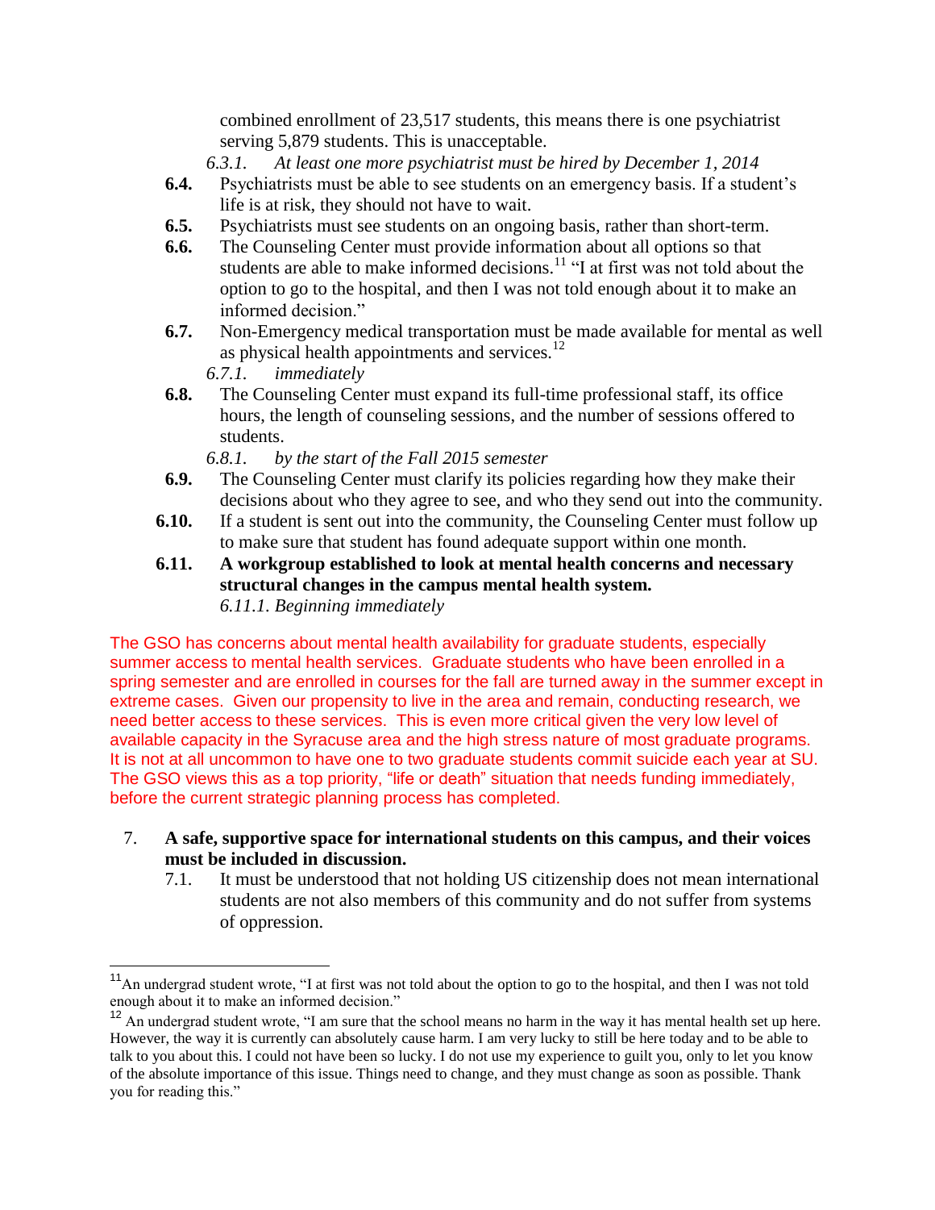combined enrollment of 23,517 students, this means there is one psychiatrist serving 5,879 students. This is unacceptable.

*6.3.1. At least one more psychiatrist must be hired by December 1, 2014*

**6.4.** Psychiatrists must be able to see students on an emergency basis. If a student's life is at risk, they should not have to wait.

**6.5.** Psychiatrists must see students on an ongoing basis, rather than short-term.

**6.6.** The Counseling Center must provide information about all options so that students are able to make informed decisions.[11] "I at first was not told about the option to go to the hospital, and then I was not told enough about it to make an informed decision."

**6.7.** Non-Emergency medical transportation must be made available for mental as well as physical health appointments and services.[12]

*6.7.1. immediately*

**6.8.** The Counseling Center must expand its full-time professional staff, its office hours, the length of counseling sessions, and the number of sessions offered to students.

*6.8.1. by the start of the Fall 2015 semester*

**6.9.** The Counseling Center must clarify its policies regarding how they make their decisions about who they agree to see, and who they send out into the community.

**6.10.** If a student is sent out into the community, the Counseling Center must follow up to make sure that student has found adequate support within one month.

**6.11. A workgroup established to look at mental health concerns and necessary structural changes in the campus mental health system.**

*6.11.1. Beginning immediately*

The GSO has concerns about mental health availability for graduate students, especially summer access to mental health services. Graduate students who have been enrolled in a spring semester and are enrolled in courses for the fall are turned away in the summer except in extreme cases. Given our propensity to live in the area and remain, conducting research, we need better access to these services. This is even more critical given the very low level of available capacity in the Syracuse area and the high stress nature of most graduate programs. It is not at all uncommon to have one to two graduate students commit suicide each year at SU. The GSO views this as a top priority, "life or death" situation that needs funding immediately, before the current strategic planning process has completed.

7. **A safe, supportive space for international students on this campus, and their voices must be included in discussion.**

    7.1. It must be understood that not holding US citizenship does not mean international students are not also members of this community and do not suffer from systems of oppression.

---

[11] An undergrad student wrote, "I at first was not told about the option to go to the hospital, and then I was not told enough about it to make an informed decision."

[12] An undergrad student wrote, "I am sure that the school means no harm in the way it has mental health set up here. However, the way it is currently can absolutely cause harm. I am very lucky to still be here today and to be able to talk to you about this. I could not have been so lucky. I do not use my experience to guilt you, only to let you know of the absolute importance of this issue. Things need to change, and they must change as soon as possible. Thank you for reading this."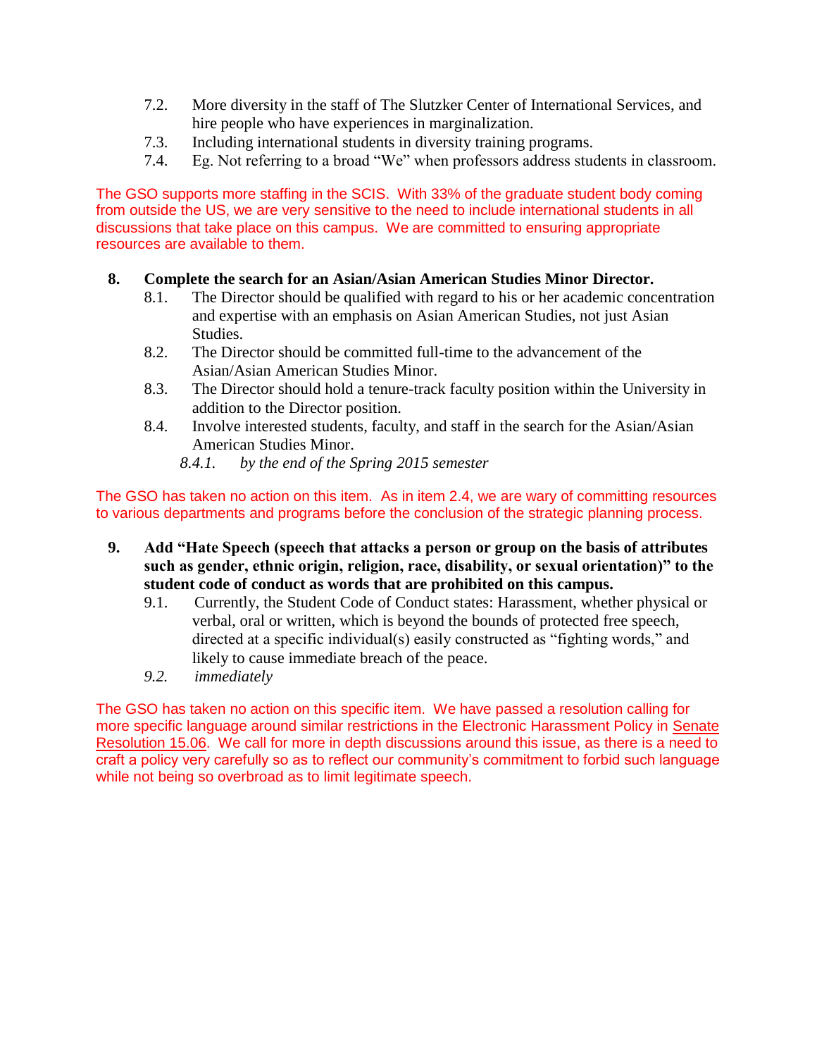7.2. More diversity in the staff of The Slutzker Center of International Services, and hire people who have experiences in marginalization.

7.3. Including international students in diversity training programs.

7.4. Eg. Not referring to a broad "We" when professors address students in classroom.

The GSO supports more staffing in the SCIS. With 33% of the graduate student body coming from outside the US, we are very sensitive to the need to include international students in all discussions that take place on this campus. We are committed to ensuring appropriate resources are available to them.

**8. Complete the search for an Asian/Asian American Studies Minor Director.**

8.1. The Director should be qualified with regard to his or her academic concentration and expertise with an emphasis on Asian American Studies, not just Asian Studies.

8.2. The Director should be committed full-time to the advancement of the Asian/Asian American Studies Minor.

8.3. The Director should hold a tenure-track faculty position within the University in addition to the Director position.

8.4. Involve interested students, faculty, and staff in the search for the Asian/Asian American Studies Minor.

*8.4.1. by the end of the Spring 2015 semester*

The GSO has taken no action on this item. As in item 2.4, we are wary of committing resources to various departments and programs before the conclusion of the strategic planning process.

**9. Add "Hate Speech (speech that attacks a person or group on the basis of attributes such as gender, ethnic origin, religion, race, disability, or sexual orientation)" to the student code of conduct as words that are prohibited on this campus.**

9.1. Currently, the Student Code of Conduct states: Harassment, whether physical or verbal, oral or written, which is beyond the bounds of protected free speech, directed at a specific individual(s) easily constructed as "fighting words," and likely to cause immediate breach of the peace.

*9.2. immediately*

The GSO has taken no action on this specific item. We have passed a resolution calling for more specific language around similar restrictions in the Electronic Harassment Policy in Senate Resolution 15.06. We call for more in depth discussions around this issue, as there is a need to craft a policy very carefully so as to reflect our community's commitment to forbid such language while not being so overbroad as to limit legitimate speech.